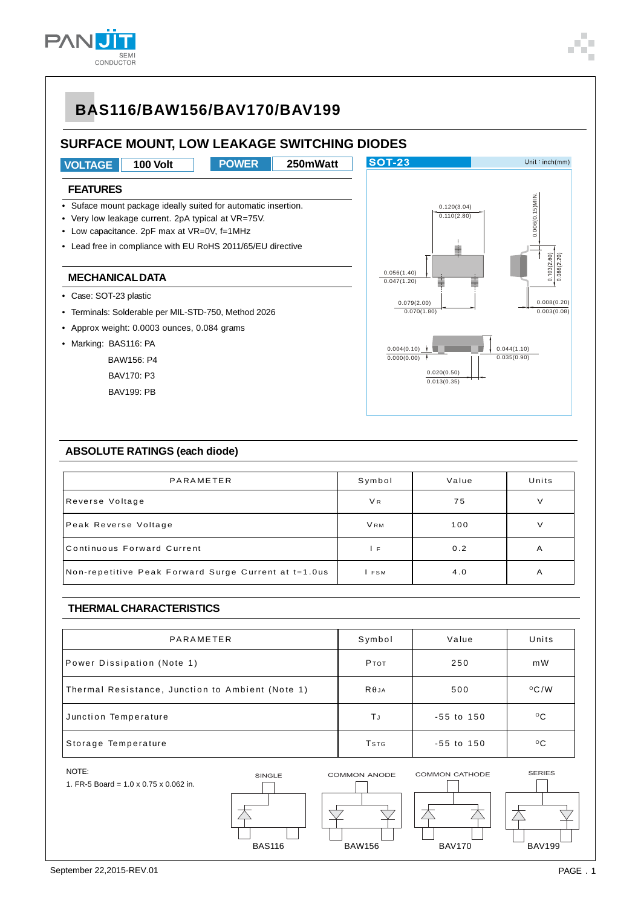# BAS116/BAW156/BAV170/BAV199

## SURFACE MOUNT, LOW LEAKAGE SWITCHING DIODES

| VOLTAGE | 100 Volt | POWER | 250mWatt |
|---|---|---|---|

### FEATURES

- Suface mount package ideally suited for automatic insertion.
- Very low leakage current. 2pA typical at VR=75V.
- Low capacitance. 2pF max at VR=0V, f=1MHz
- Lead free in compliance with EU RoHS 2011/65/EU directive

### MECHANICAL DATA

- Case: SOT-23 plastic
- Terminals: Solderable per MIL-STD-750, Method 2026
- Approx weight: 0.0003 ounces, 0.084 grams
- Marking: BAS116: PA
  BAW156: P4
  BAV170: P3
  BAV199: PB

SOT-23 — Unit : inch(mm)

0.120(3.04) 0.110(2.80); 0.056(1.40) 0.047(1.20); 0.079(2.00) 0.070(1.80); 0.006(0.15)MIN.; 0.103(2.60) 0.086(2.20); 0.008(0.20) 0.003(0.08); 0.004(0.10) 0.000(0.00); 0.044(1.10) 0.035(0.90); 0.020(0.50) 0.013(0.35)

### ABSOLUTE RATINGS (each diode)

| PARAMETER | Symbol | Value | Units |
|---|---|---|---|
| Reverse Voltage | $V_R$ | 75 | V |
| Peak Reverse Voltage | $V_{RM}$ | 100 | V |
| Continuous Forward Current | $I_F$ | 0.2 | A |
| Non-repetitive Peak Forward Surge Current at t=1.0us | $I_{FSM}$ | 4.0 | A |

### THERMAL CHARACTERISTICS

| PARAMETER | Symbol | Value | Units |
|---|---|---|---|
| Power Dissipation (Note 1) | $P_{TOT}$ | 250 | mW |
| Thermal Resistance, Junction to Ambient (Note 1) | $R_{\theta JA}$ | 500 | °C/W |
| Junction Temperature | $T_J$ | -55 to 150 | °C |
| Storage Temperature | $T_{STG}$ | -55 to 150 | °C |

NOTE:
1. FR-5 Board = 1.0 x 0.75 x 0.062 in.

SINGLE — BAS116
COMMON ANODE — BAW156
COMMON CATHODE — BAV170
SERIES — BAV199

September 22,2015-REV.01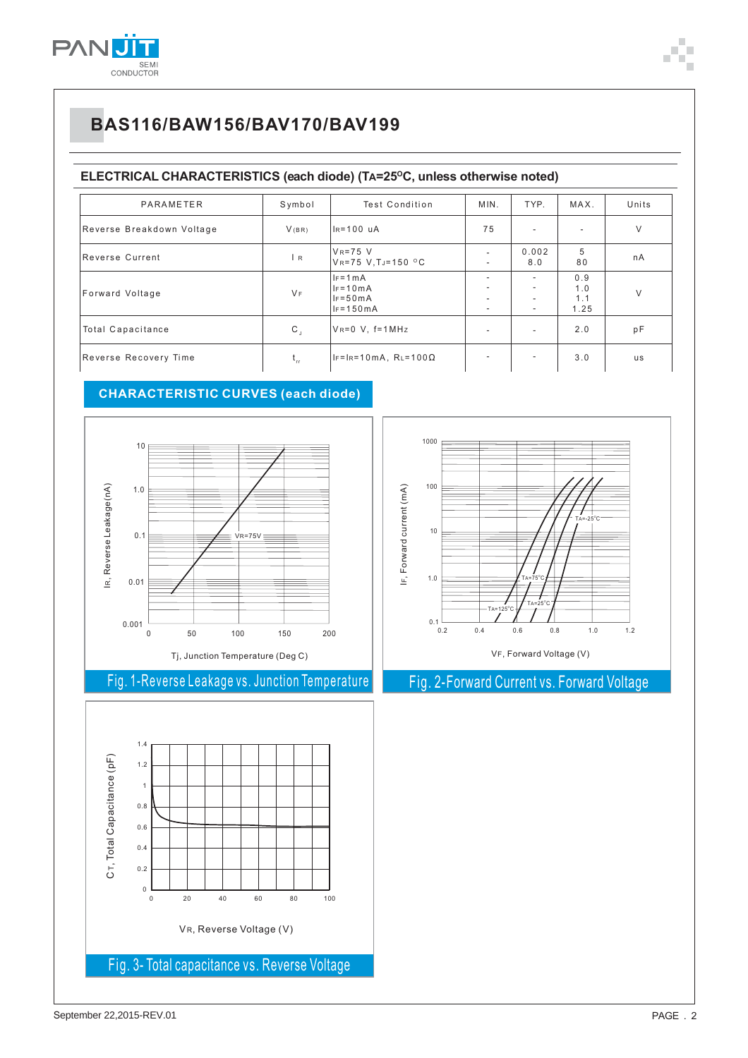# BAS116/BAW156/BAV170/BAV199

## ELECTRICAL CHARACTERISTICS (each diode) ($T_A$=25°C, unless otherwise noted)

| PARAMETER | Symbol | Test Condition | MIN. | TYP. | MAX. | Units |
|---|---|---|---|---|---|---|
| Reverse Breakdown Voltage | $V_{(BR)}$ | $I_R$=100 uA | 75 | - | - | V |
| Reverse Current | $I_R$ | $V_R$=75 V<br>$V_R$=75 V,$T_J$=150 °C | -<br>- | 0.002<br>8.0 | 5<br>80 | nA |
| Forward Voltage | $V_F$ | $I_F$=1mA<br>$I_F$=10mA<br>$I_F$=50mA<br>$I_F$=150mA | -<br>-<br>-<br>- | -<br>-<br>-<br>- | 0.9<br>1.0<br>1.1<br>1.25 | V |
| Total Capacitance | $C_J$ | $V_R$=0 V, f=1MHz | - | - | 2.0 | pF |
| Reverse Recovery Time | $t_{rr}$ | $I_F$=$I_R$=10mA, $R_L$=100Ω | - | - | 3.0 | us |

## CHARACTERISTIC CURVES (each diode)

Fig. 1-Reverse Leakage vs. Junction Temperature

Fig. 2-Forward Current vs. Forward Voltage

Fig. 3- Total capacitance vs. Reverse Voltage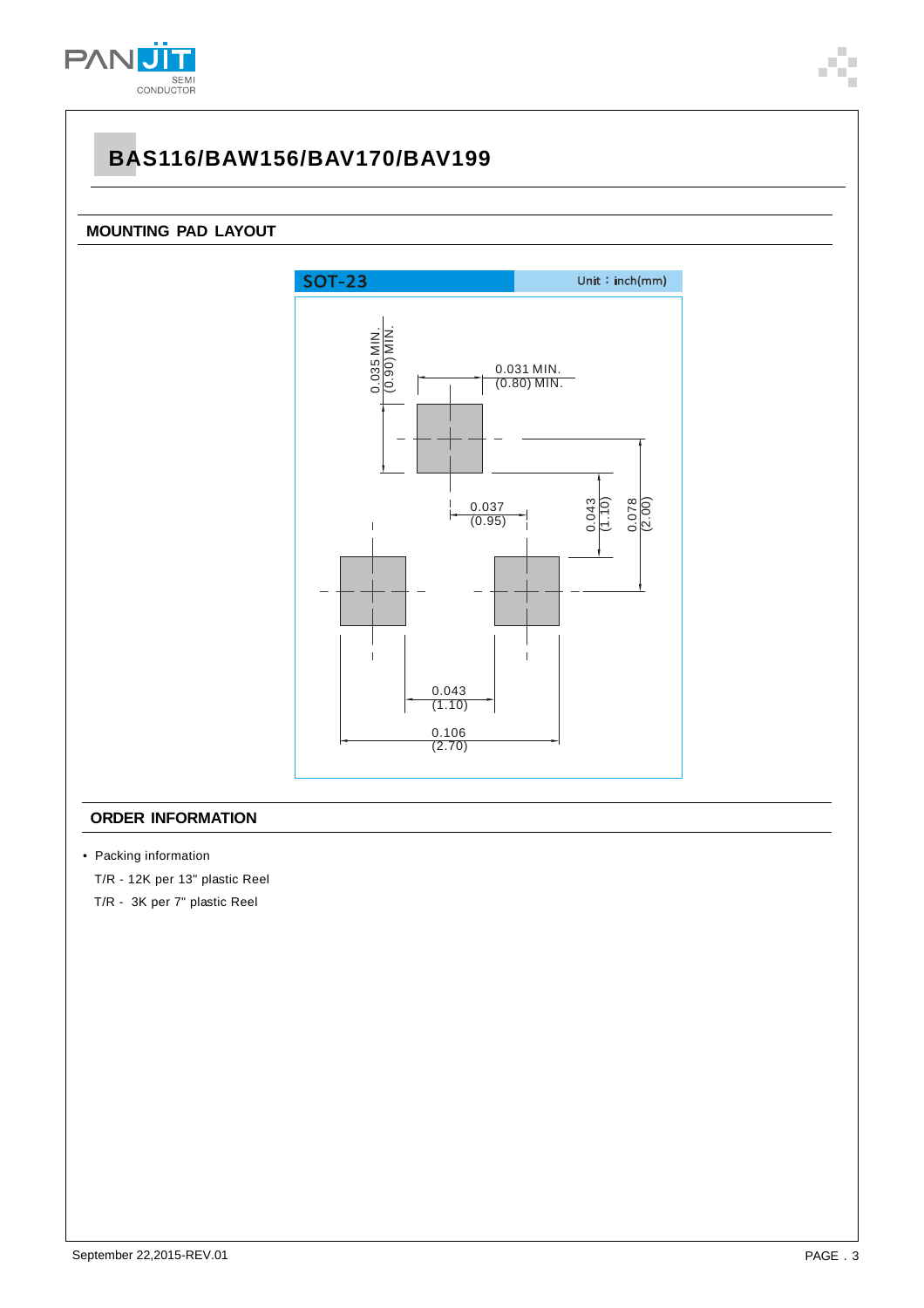# BAS116/BAW156/BAV170/BAV199

## MOUNTING PAD LAYOUT

SOT-23 Unit：inch(mm)

0.035 MIN. (0.90) MIN.

0.031 MIN. (0.80) MIN.

0.037 (0.95)

0.043 (1.10)

0.078 (2.00)

0.043 (1.10)

0.106 (2.70)

## ORDER INFORMATION

- Packing information

T/R - 12K per 13" plastic Reel

T/R - 3K per 7" plastic Reel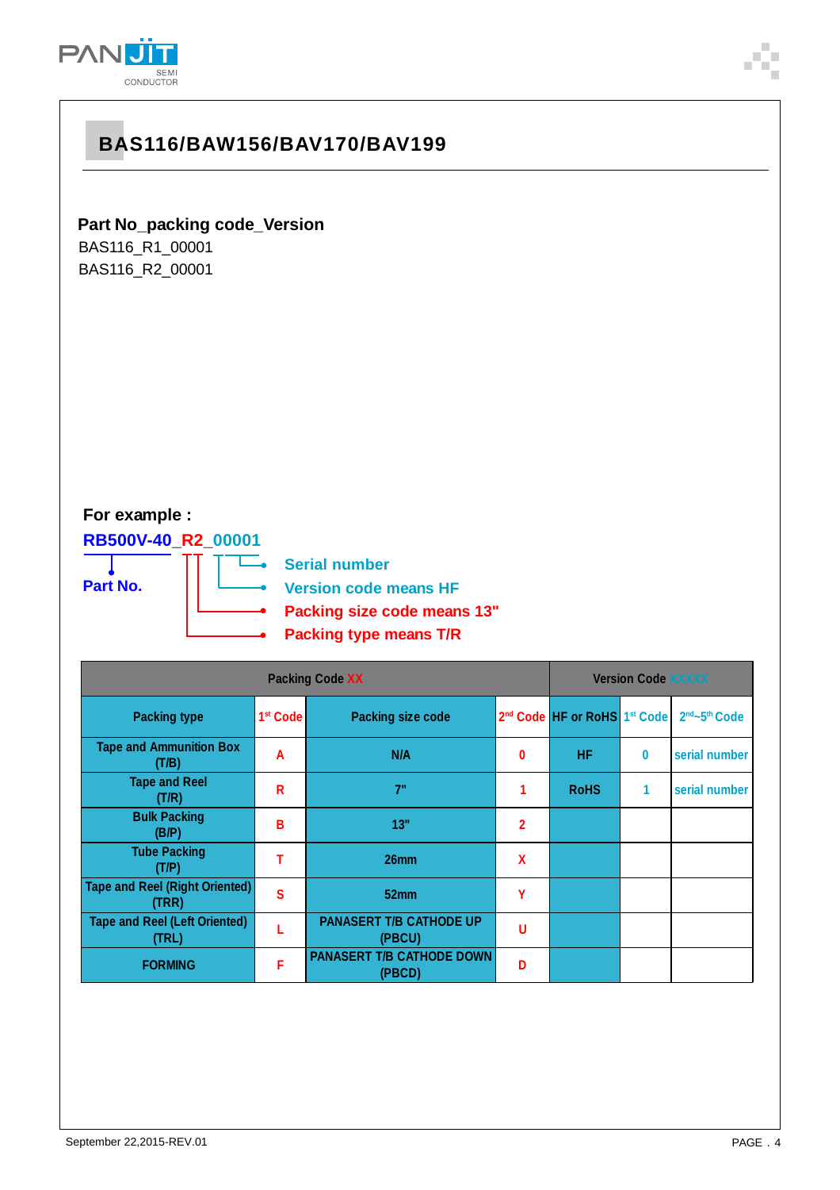## BAS116/BAW156/BAV170/BAV199

**Part No_packing code_Version**

BAS116_R1_00001

BAS116_R2_00001

**For example :**

**RB500V-40_R2_00001**

**Part No.**

- Serial number
- Version code means HF
- Packing size code means 13"
- Packing type means T/R

| Packing Code XX | | | | Version Code XXXXX | | |
|---|---|---|---|---|---|---|
| Packing type | 1st Code | Packing size code | 2nd Code | HF or RoHS | 1st Code | 2nd~5th Code |
| Tape and Ammunition Box (T/B) | A | N/A | 0 | HF | 0 | serial number |
| Tape and Reel (T/R) | R | 7" | 1 | RoHS | 1 | serial number |
| Bulk Packing (B/P) | B | 13" | 2 | | | |
| Tube Packing (T/P) | T | 26mm | X | | | |
| Tape and Reel (Right Oriented) (TRR) | S | 52mm | Y | | | |
| Tape and Reel (Left Oriented) (TRL) | L | PANASERT T/B CATHODE UP (PBCU) | U | | | |
| FORMING | F | PANASERT T/B CATHODE DOWN (PBCD) | D | | | |

September 22,2015-REV.01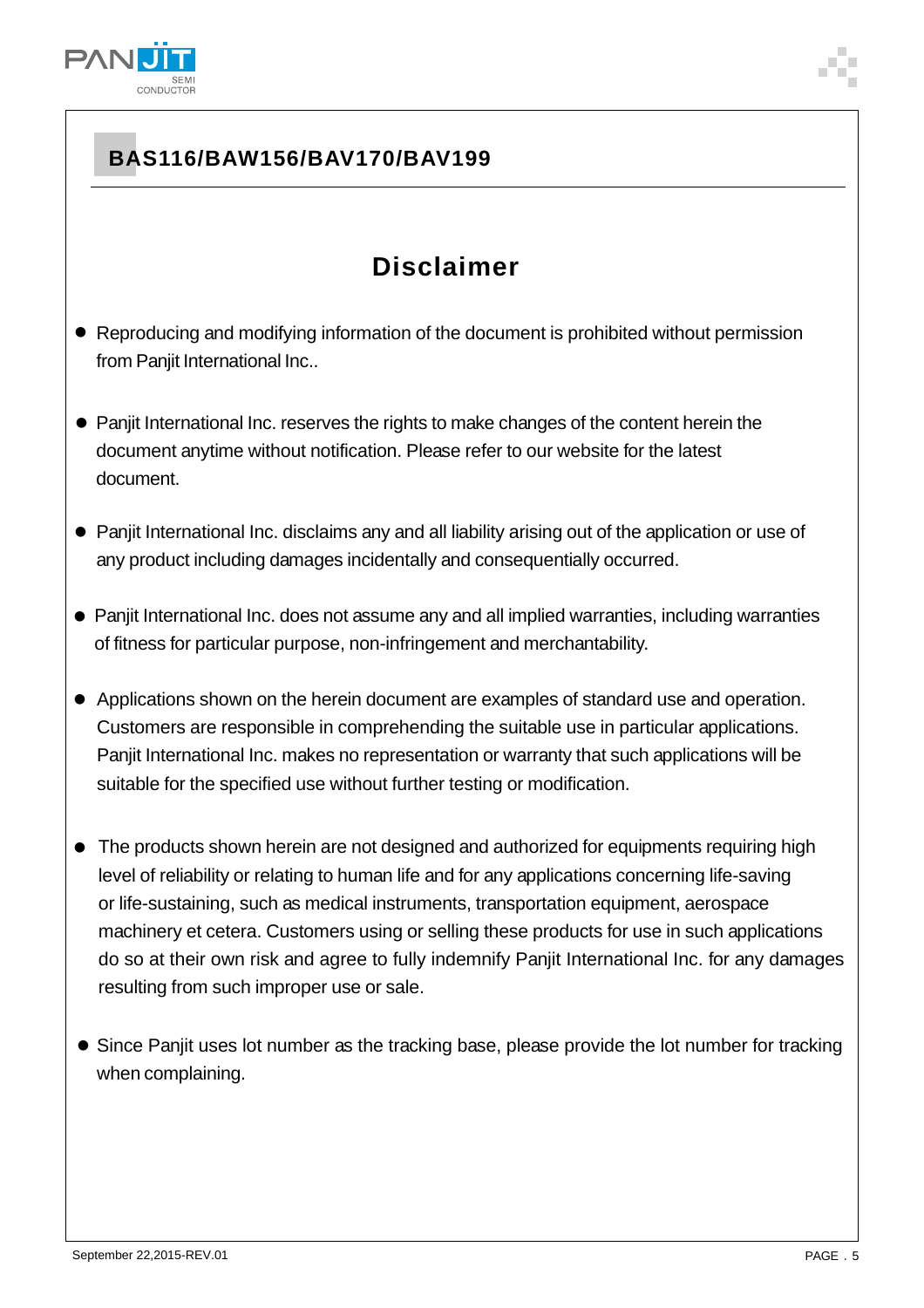## BAS116/BAW156/BAV170/BAV199

# Disclaimer

- Reproducing and modifying information of the document is prohibited without permission from Panjit International Inc..

- Panjit International Inc. reserves the rights to make changes of the content herein the document anytime without notification. Please refer to our website for the latest document.

- Panjit International Inc. disclaims any and all liability arising out of the application or use of any product including damages incidentally and consequentially occurred.

- Panjit International Inc. does not assume any and all implied warranties, including warranties of fitness for particular purpose, non-infringement and merchantability.

- Applications shown on the herein document are examples of standard use and operation. Customers are responsible in comprehending the suitable use in particular applications. Panjit International Inc. makes no representation or warranty that such applications will be suitable for the specified use without further testing or modification.

- The products shown herein are not designed and authorized for equipments requiring high level of reliability or relating to human life and for any applications concerning life-saving or life-sustaining, such as medical instruments, transportation equipment, aerospace machinery et cetera. Customers using or selling these products for use in such applications do so at their own risk and agree to fully indemnify Panjit International Inc. for any damages resulting from such improper use or sale.

- Since Panjit uses lot number as the tracking base, please provide the lot number for tracking when complaining.

September 22,2015-REV.01